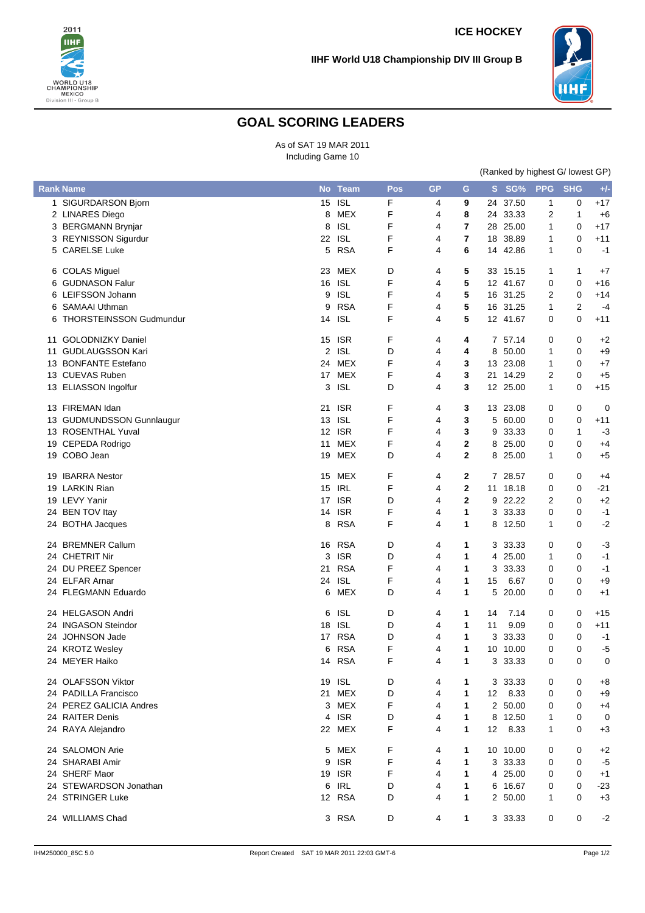ICE HOCKEY

IIHF World U18 Championship DIV III Group B

# GOAL SCORING LEADERS

As of SAT 19 MAR 2011
Including Game 10

(Ranked by highest G/ lowest GP)

| Rank | Name | No | Team | Pos | GP | G | S | SG% | PPG | SHG | +/- |
|---|---|---|---|---|---|---|---|---|---|---|---|
| 1 | SIGURDARSON Bjorn | 15 | ISL | F | 4 | **9** | 24 | 37.50 | 1 | 0 | +17 |
| 2 | LINARES Diego | 8 | MEX | F | 4 | **8** | 24 | 33.33 | 2 | 1 | +6 |
| 3 | BERGMANN Brynjar | 8 | ISL | F | 4 | **7** | 28 | 25.00 | 1 | 0 | +17 |
| 3 | REYNISSON Sigurdur | 22 | ISL | F | 4 | **7** | 18 | 38.89 | 1 | 0 | +11 |
| 5 | CARELSE Luke | 5 | RSA | F | 4 | **6** | 14 | 42.86 | 1 | 0 | -1 |
| 6 | COLAS Miguel | 23 | MEX | D | 4 | **5** | 33 | 15.15 | 1 | 1 | +7 |
| 6 | GUDNASON Falur | 16 | ISL | F | 4 | **5** | 12 | 41.67 | 0 | 0 | +16 |
| 6 | LEIFSSON Johann | 9 | ISL | F | 4 | **5** | 16 | 31.25 | 2 | 0 | +14 |
| 6 | SAMAAI Uthman | 9 | RSA | F | 4 | **5** | 16 | 31.25 | 1 | 2 | -4 |
| 6 | THORSTEINSSON Gudmundur | 14 | ISL | F | 4 | **5** | 12 | 41.67 | 0 | 0 | +11 |
| 11 | GOLODNIZKY Daniel | 15 | ISR | F | 4 | **4** | 7 | 57.14 | 0 | 0 | +2 |
| 11 | GUDLAUGSSON Kari | 2 | ISL | D | 4 | **4** | 8 | 50.00 | 1 | 0 | +9 |
| 13 | BONFANTE Estefano | 24 | MEX | F | 4 | **3** | 13 | 23.08 | 1 | 0 | +7 |
| 13 | CUEVAS Ruben | 17 | MEX | F | 4 | **3** | 21 | 14.29 | 2 | 0 | +5 |
| 13 | ELIASSON Ingolfur | 3 | ISL | D | 4 | **3** | 12 | 25.00 | 1 | 0 | +15 |
| 13 | FIREMAN Idan | 21 | ISR | F | 4 | **3** | 13 | 23.08 | 0 | 0 | 0 |
| 13 | GUDMUNDSSON Gunnlaugur | 13 | ISL | F | 4 | **3** | 5 | 60.00 | 0 | 0 | +11 |
| 13 | ROSENTHAL Yuval | 12 | ISR | F | 4 | **3** | 9 | 33.33 | 0 | 1 | -3 |
| 19 | CEPEDA Rodrigo | 11 | MEX | F | 4 | **2** | 8 | 25.00 | 0 | 0 | +4 |
| 19 | COBO Jean | 19 | MEX | D | 4 | **2** | 8 | 25.00 | 1 | 0 | +5 |
| 19 | IBARRA Nestor | 15 | MEX | F | 4 | **2** | 7 | 28.57 | 0 | 0 | +4 |
| 19 | LARKIN Rian | 15 | IRL | F | 4 | **2** | 11 | 18.18 | 0 | 0 | -21 |
| 19 | LEVY Yanir | 17 | ISR | D | 4 | **2** | 9 | 22.22 | 2 | 0 | +2 |
| 24 | BEN TOV Itay | 14 | ISR | F | 4 | **1** | 3 | 33.33 | 0 | 0 | -1 |
| 24 | BOTHA Jacques | 8 | RSA | F | 4 | **1** | 8 | 12.50 | 1 | 0 | -2 |
| 24 | BREMNER Callum | 16 | RSA | D | 4 | **1** | 3 | 33.33 | 0 | 0 | -3 |
| 24 | CHETRIT Nir | 3 | ISR | D | 4 | **1** | 4 | 25.00 | 1 | 0 | -1 |
| 24 | DU PREEZ Spencer | 21 | RSA | F | 4 | **1** | 3 | 33.33 | 0 | 0 | -1 |
| 24 | ELFAR Arnar | 24 | ISL | F | 4 | **1** | 15 | 6.67 | 0 | 0 | +9 |
| 24 | FLEGMANN Eduardo | 6 | MEX | D | 4 | **1** | 5 | 20.00 | 0 | 0 | +1 |
| 24 | HELGASON Andri | 6 | ISL | D | 4 | **1** | 14 | 7.14 | 0 | 0 | +15 |
| 24 | INGASON Steindor | 18 | ISL | D | 4 | **1** | 11 | 9.09 | 0 | 0 | +11 |
| 24 | JOHNSON Jade | 17 | RSA | D | 4 | **1** | 3 | 33.33 | 0 | 0 | -1 |
| 24 | KROTZ Wesley | 6 | RSA | F | 4 | **1** | 10 | 10.00 | 0 | 0 | -5 |
| 24 | MEYER Haiko | 14 | RSA | F | 4 | **1** | 3 | 33.33 | 0 | 0 | 0 |
| 24 | OLAFSSON Viktor | 19 | ISL | D | 4 | **1** | 3 | 33.33 | 0 | 0 | +8 |
| 24 | PADILLA Francisco | 21 | MEX | D | 4 | **1** | 12 | 8.33 | 0 | 0 | +9 |
| 24 | PEREZ GALICIA Andres | 3 | MEX | F | 4 | **1** | 2 | 50.00 | 0 | 0 | +4 |
| 24 | RAITER Denis | 4 | ISR | D | 4 | **1** | 8 | 12.50 | 1 | 0 | 0 |
| 24 | RAYA Alejandro | 22 | MEX | F | 4 | **1** | 12 | 8.33 | 1 | 0 | +3 |
| 24 | SALOMON Arie | 5 | MEX | F | 4 | **1** | 10 | 10.00 | 0 | 0 | +2 |
| 24 | SHARABI Amir | 9 | ISR | F | 4 | **1** | 3 | 33.33 | 0 | 0 | -5 |
| 24 | SHERF Maor | 19 | ISR | F | 4 | **1** | 4 | 25.00 | 0 | 0 | +1 |
| 24 | STEWARDSON Jonathan | 6 | IRL | D | 4 | **1** | 6 | 16.67 | 0 | 0 | -23 |
| 24 | STRINGER Luke | 12 | RSA | D | 4 | **1** | 2 | 50.00 | 1 | 0 | +3 |
| 24 | WILLIAMS Chad | 3 | RSA | D | 4 | **1** | 3 | 33.33 | 0 | 0 | -2 |

IHM250000_85C 5.0 | Report Created SAT 19 MAR 2011 22:03 GMT-6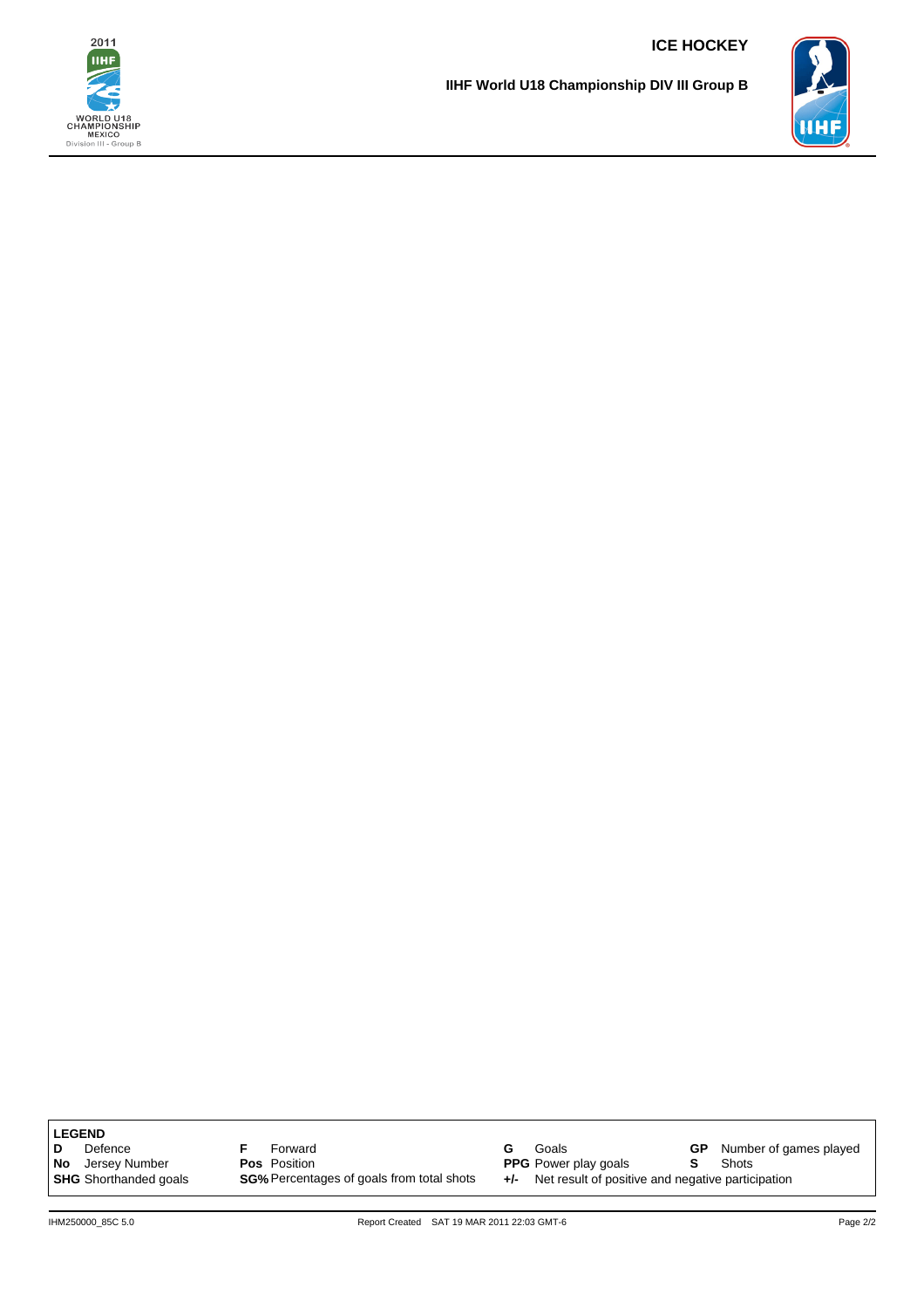## LEGEND

| | | | | | | | |
|---|---|---|---|---|---|---|---|
| **D** | Defence | **F** | Forward | **G** | Goals | **GP** | Number of games played |
| **No** | Jersey Number | **Pos** | Position | **PPG** | Power play goals | **S** | Shots |
| **SHG** | Shorthanded goals | **SG%** | Percentages of goals from total shots | **+/-** | Net result of positive and negative participation | | |

IHM250000_85C 5.0

Report Created SAT 19 MAR 2011 22:03 GMT-6